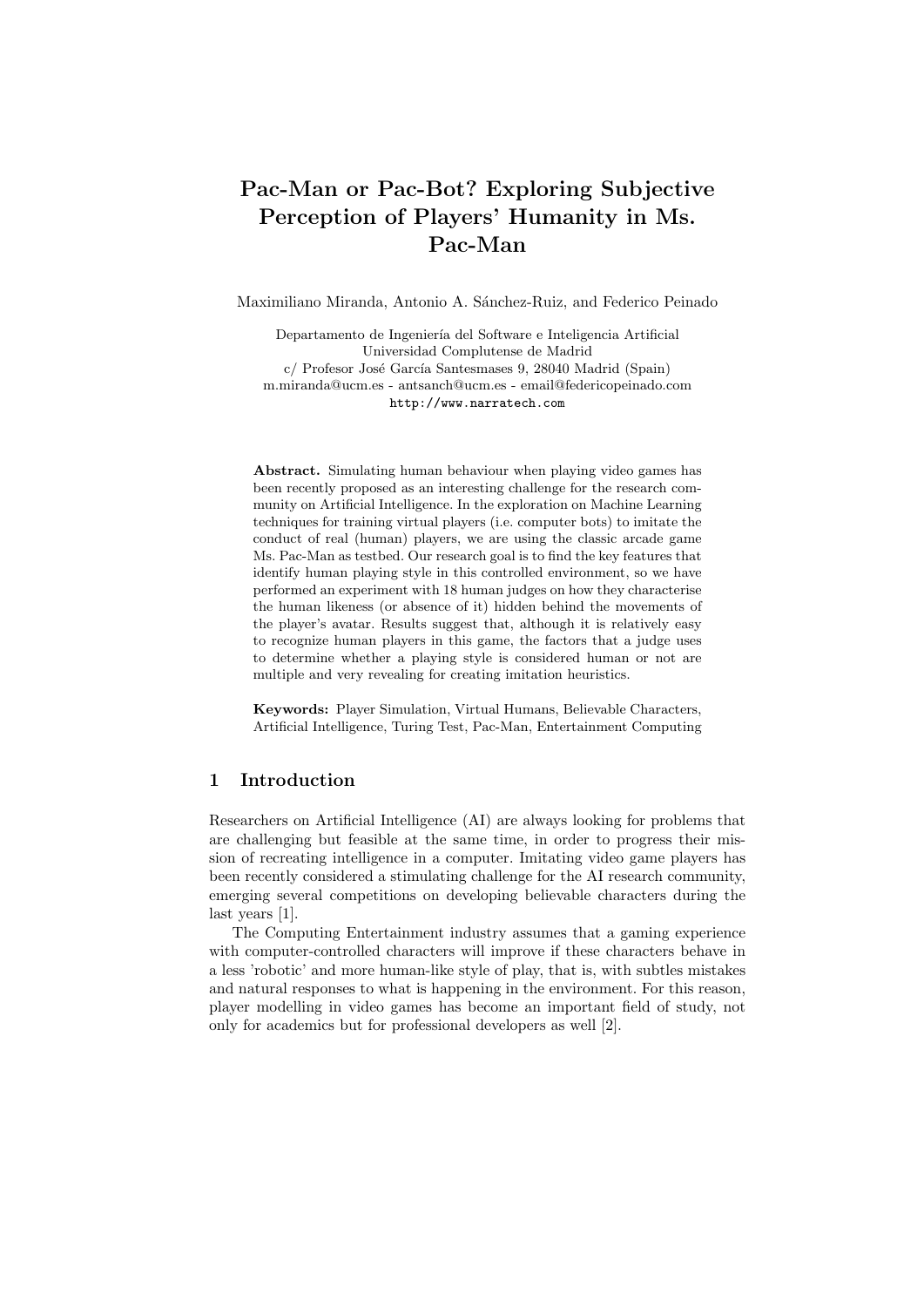# Pac-Man or Pac-Bot? Exploring Subjective Perception of Players' Humanity in Ms. Pac-Man

Maximiliano Miranda, Antonio A. Sánchez-Ruiz, and Federico Peinado

Departamento de Ingeniería del Software e Inteligencia Artificial
Universidad Complutense de Madrid
c/ Profesor José García Santesmases 9, 28040 Madrid (Spain)
m.miranda@ucm.es - antsanch@ucm.es - email@federicopeinado.com
http://www.narratech.com

**Abstract.** Simulating human behaviour when playing video games has been recently proposed as an interesting challenge for the research community on Artificial Intelligence. In the exploration on Machine Learning techniques for training virtual players (i.e. computer bots) to imitate the conduct of real (human) players, we are using the classic arcade game Ms. Pac-Man as testbed. Our research goal is to find the key features that identify human playing style in this controlled environment, so we have performed an experiment with 18 human judges on how they characterise the human likeness (or absence of it) hidden behind the movements of the player's avatar. Results suggest that, although it is relatively easy to recognize human players in this game, the factors that a judge uses to determine whether a playing style is considered human or not are multiple and very revealing for creating imitation heuristics.

**Keywords:** Player Simulation, Virtual Humans, Believable Characters, Artificial Intelligence, Turing Test, Pac-Man, Entertainment Computing

## 1 Introduction

Researchers on Artificial Intelligence (AI) are always looking for problems that are challenging but feasible at the same time, in order to progress their mission of recreating intelligence in a computer. Imitating video game players has been recently considered a stimulating challenge for the AI research community, emerging several competitions on developing believable characters during the last years [1].

The Computing Entertainment industry assumes that a gaming experience with computer-controlled characters will improve if these characters behave in a less 'robotic' and more human-like style of play, that is, with subtles mistakes and natural responses to what is happening in the environment. For this reason, player modelling in video games has become an important field of study, not only for academics but for professional developers as well [2].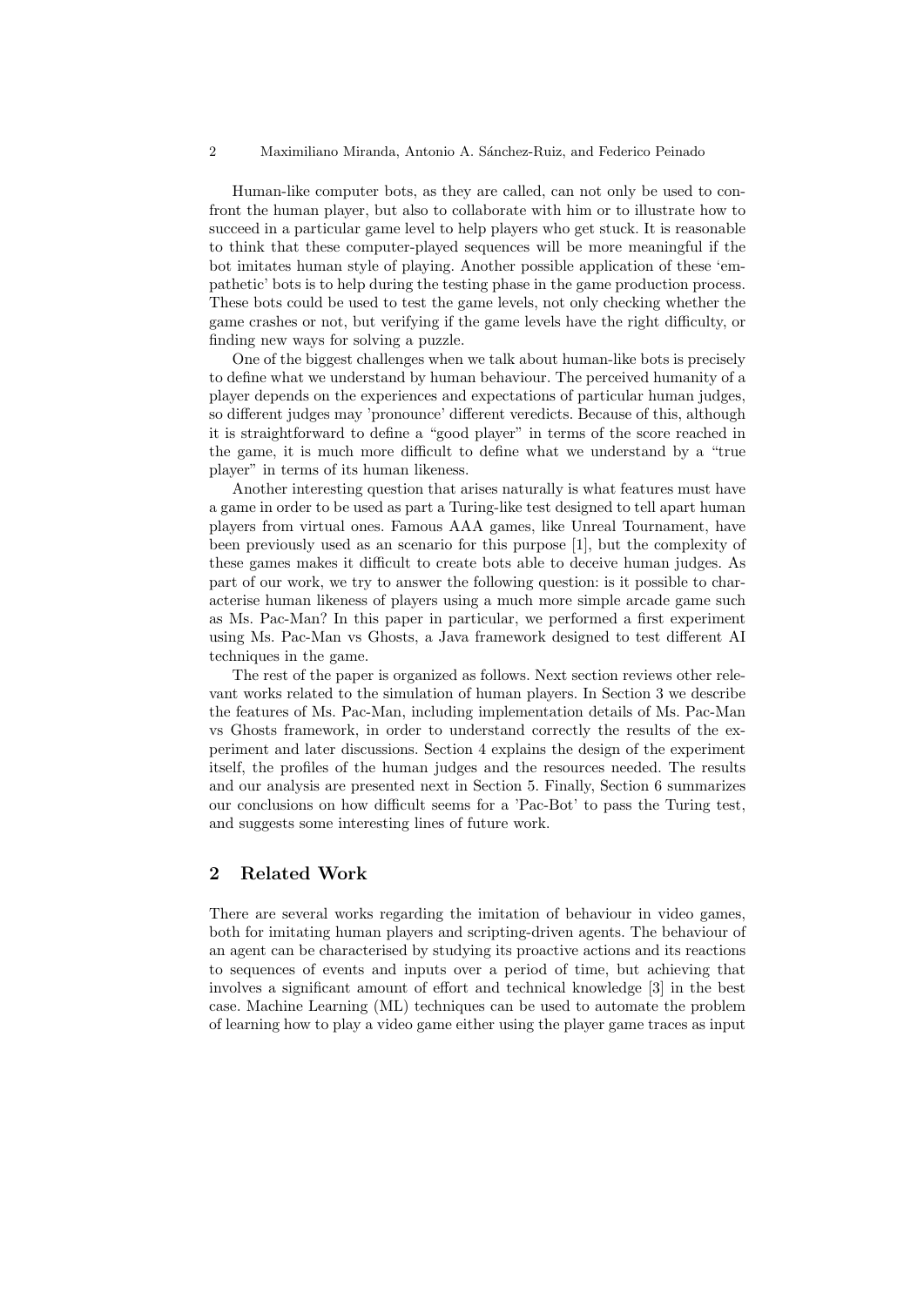Human-like computer bots, as they are called, can not only be used to confront the human player, but also to collaborate with him or to illustrate how to succeed in a particular game level to help players who get stuck. It is reasonable to think that these computer-played sequences will be more meaningful if the bot imitates human style of playing. Another possible application of these 'empathetic' bots is to help during the testing phase in the game production process. These bots could be used to test the game levels, not only checking whether the game crashes or not, but verifying if the game levels have the right difficulty, or finding new ways for solving a puzzle.

One of the biggest challenges when we talk about human-like bots is precisely to define what we understand by human behaviour. The perceived humanity of a player depends on the experiences and expectations of particular human judges, so different judges may 'pronounce' different veredicts. Because of this, although it is straightforward to define a "good player" in terms of the score reached in the game, it is much more difficult to define what we understand by a "true player" in terms of its human likeness.

Another interesting question that arises naturally is what features must have a game in order to be used as part a Turing-like test designed to tell apart human players from virtual ones. Famous AAA games, like Unreal Tournament, have been previously used as an scenario for this purpose [1], but the complexity of these games makes it difficult to create bots able to deceive human judges. As part of our work, we try to answer the following question: is it possible to characterise human likeness of players using a much more simple arcade game such as Ms. Pac-Man? In this paper in particular, we performed a first experiment using Ms. Pac-Man vs Ghosts, a Java framework designed to test different AI techniques in the game.

The rest of the paper is organized as follows. Next section reviews other relevant works related to the simulation of human players. In Section 3 we describe the features of Ms. Pac-Man, including implementation details of Ms. Pac-Man vs Ghosts framework, in order to understand correctly the results of the experiment and later discussions. Section 4 explains the design of the experiment itself, the profiles of the human judges and the resources needed. The results and our analysis are presented next in Section 5. Finally, Section 6 summarizes our conclusions on how difficult seems for a 'Pac-Bot' to pass the Turing test, and suggests some interesting lines of future work.

## 2 Related Work

There are several works regarding the imitation of behaviour in video games, both for imitating human players and scripting-driven agents. The behaviour of an agent can be characterised by studying its proactive actions and its reactions to sequences of events and inputs over a period of time, but achieving that involves a significant amount of effort and technical knowledge [3] in the best case. Machine Learning (ML) techniques can be used to automate the problem of learning how to play a video game either using the player game traces as input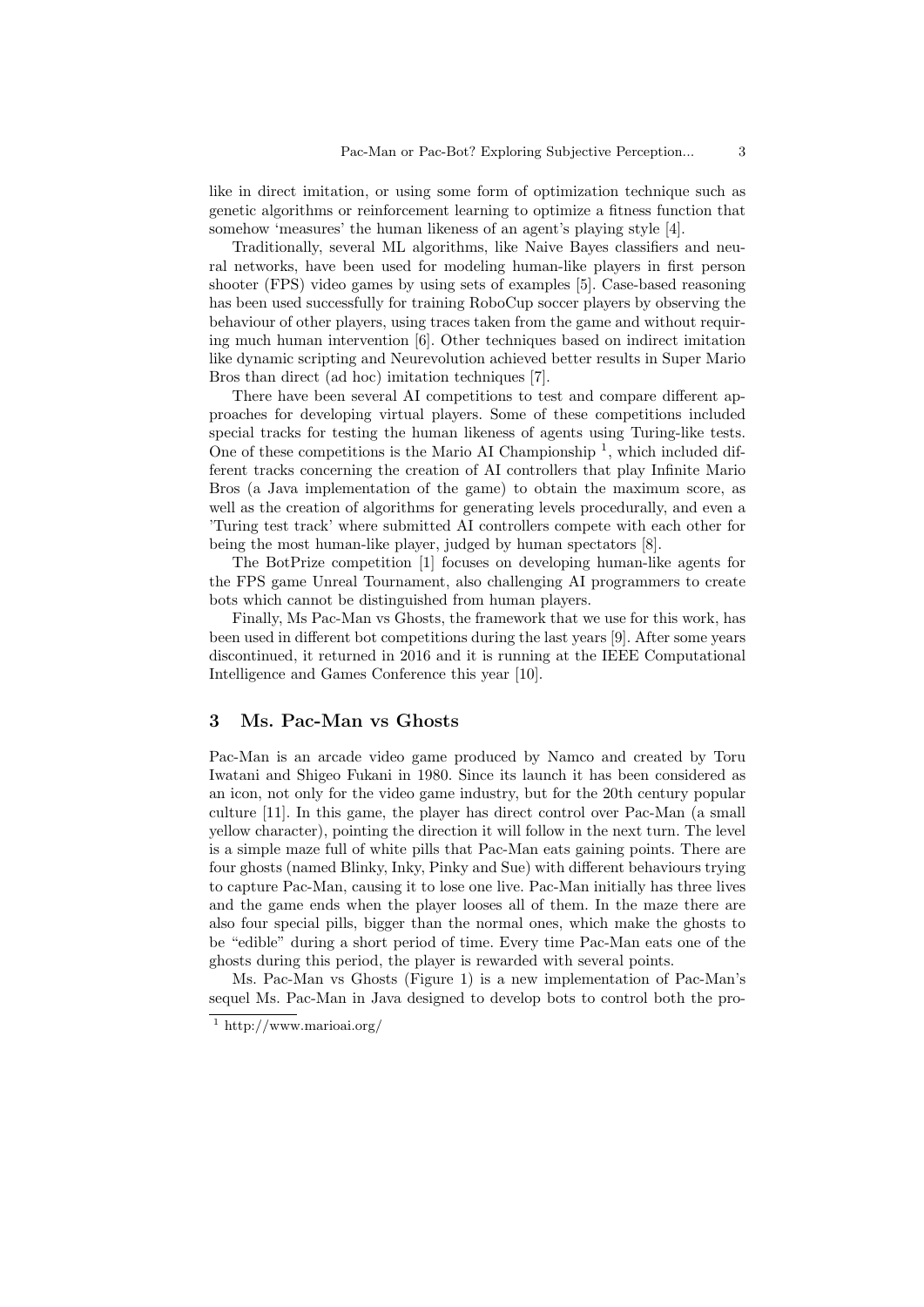like in direct imitation, or using some form of optimization technique such as genetic algorithms or reinforcement learning to optimize a fitness function that somehow 'measures' the human likeness of an agent's playing style [4].

Traditionally, several ML algorithms, like Naive Bayes classifiers and neural networks, have been used for modeling human-like players in first person shooter (FPS) video games by using sets of examples [5]. Case-based reasoning has been used successfully for training RoboCup soccer players by observing the behaviour of other players, using traces taken from the game and without requiring much human intervention [6]. Other techniques based on indirect imitation like dynamic scripting and Neurevolution achieved better results in Super Mario Bros than direct (ad hoc) imitation techniques [7].

There have been several AI competitions to test and compare different approaches for developing virtual players. Some of these competitions included special tracks for testing the human likeness of agents using Turing-like tests. One of these competitions is the Mario AI Championship [1], which included different tracks concerning the creation of AI controllers that play Infinite Mario Bros (a Java implementation of the game) to obtain the maximum score, as well as the creation of algorithms for generating levels procedurally, and even a 'Turing test track' where submitted AI controllers compete with each other for being the most human-like player, judged by human spectators [8].

The BotPrize competition [1] focuses on developing human-like agents for the FPS game Unreal Tournament, also challenging AI programmers to create bots which cannot be distinguished from human players.

Finally, Ms Pac-Man vs Ghosts, the framework that we use for this work, has been used in different bot competitions during the last years [9]. After some years discontinued, it returned in 2016 and it is running at the IEEE Computational Intelligence and Games Conference this year [10].

## 3 Ms. Pac-Man vs Ghosts

Pac-Man is an arcade video game produced by Namco and created by Toru Iwatani and Shigeo Fukani in 1980. Since its launch it has been considered as an icon, not only for the video game industry, but for the 20th century popular culture [11]. In this game, the player has direct control over Pac-Man (a small yellow character), pointing the direction it will follow in the next turn. The level is a simple maze full of white pills that Pac-Man eats gaining points. There are four ghosts (named Blinky, Inky, Pinky and Sue) with different behaviours trying to capture Pac-Man, causing it to lose one live. Pac-Man initially has three lives and the game ends when the player looses all of them. In the maze there are also four special pills, bigger than the normal ones, which make the ghosts to be "edible" during a short period of time. Every time Pac-Man eats one of the ghosts during this period, the player is rewarded with several points.

Ms. Pac-Man vs Ghosts (Figure 1) is a new implementation of Pac-Man's sequel Ms. Pac-Man in Java designed to develop bots to control both the pro-

[1] http://www.marioai.org/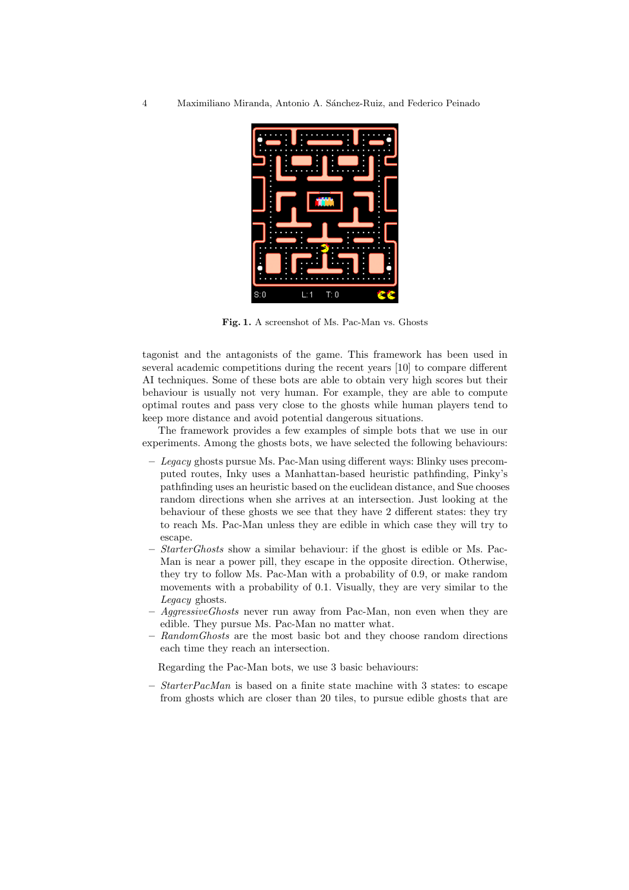**Fig. 1.** A screenshot of Ms. Pac-Man vs. Ghosts

tagonist and the antagonists of the game. This framework has been used in several academic competitions during the recent years [10] to compare different AI techniques. Some of these bots are able to obtain very high scores but their behaviour is usually not very human. For example, they are able to compute optimal routes and pass very close to the ghosts while human players tend to keep more distance and avoid potential dangerous situations.

The framework provides a few examples of simple bots that we use in our experiments. Among the ghosts bots, we have selected the following behaviours:

- *Legacy* ghosts pursue Ms. Pac-Man using different ways: Blinky uses precomputed routes, Inky uses a Manhattan-based heuristic pathfinding, Pinky's pathfinding uses an heuristic based on the euclidean distance, and Sue chooses random directions when she arrives at an intersection. Just looking at the behaviour of these ghosts we see that they have 2 different states: they try to reach Ms. Pac-Man unless they are edible in which case they will try to escape.
- *StarterGhosts* show a similar behaviour: if the ghost is edible or Ms. Pac-Man is near a power pill, they escape in the opposite direction. Otherwise, they try to follow Ms. Pac-Man with a probability of 0.9, or make random movements with a probability of 0.1. Visually, they are very similar to the *Legacy* ghosts.
- *AggressiveGhosts* never run away from Pac-Man, non even when they are edible. They pursue Ms. Pac-Man no matter what.
- *RandomGhosts* are the most basic bot and they choose random directions each time they reach an intersection.

Regarding the Pac-Man bots, we use 3 basic behaviours:

- *StarterPacMan* is based on a finite state machine with 3 states: to escape from ghosts which are closer than 20 tiles, to pursue edible ghosts that are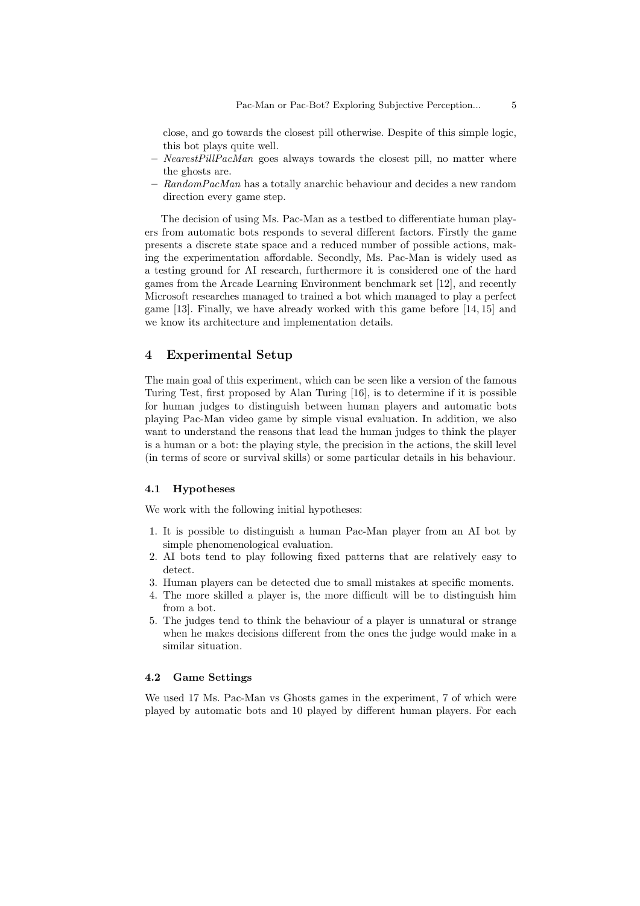close, and go towards the closest pill otherwise. Despite of this simple logic, this bot plays quite well.

- *NearestPillPacMan* goes always towards the closest pill, no matter where the ghosts are.
- *RandomPacMan* has a totally anarchic behaviour and decides a new random direction every game step.

The decision of using Ms. Pac-Man as a testbed to differentiate human players from automatic bots responds to several different factors. Firstly the game presents a discrete state space and a reduced number of possible actions, making the experimentation affordable. Secondly, Ms. Pac-Man is widely used as a testing ground for AI research, furthermore it is considered one of the hard games from the Arcade Learning Environment benchmark set [12], and recently Microsoft researches managed to trained a bot which managed to play a perfect game [13]. Finally, we have already worked with this game before [14, 15] and we know its architecture and implementation details.

## 4 Experimental Setup

The main goal of this experiment, which can be seen like a version of the famous Turing Test, first proposed by Alan Turing [16], is to determine if it is possible for human judges to distinguish between human players and automatic bots playing Pac-Man video game by simple visual evaluation. In addition, we also want to understand the reasons that lead the human judges to think the player is a human or a bot: the playing style, the precision in the actions, the skill level (in terms of score or survival skills) or some particular details in his behaviour.

### 4.1 Hypotheses

We work with the following initial hypotheses:

1. It is possible to distinguish a human Pac-Man player from an AI bot by simple phenomenological evaluation.
2. AI bots tend to play following fixed patterns that are relatively easy to detect.
3. Human players can be detected due to small mistakes at specific moments.
4. The more skilled a player is, the more difficult will be to distinguish him from a bot.
5. The judges tend to think the behaviour of a player is unnatural or strange when he makes decisions different from the ones the judge would make in a similar situation.

### 4.2 Game Settings

We used 17 Ms. Pac-Man vs Ghosts games in the experiment, 7 of which were played by automatic bots and 10 played by different human players. For each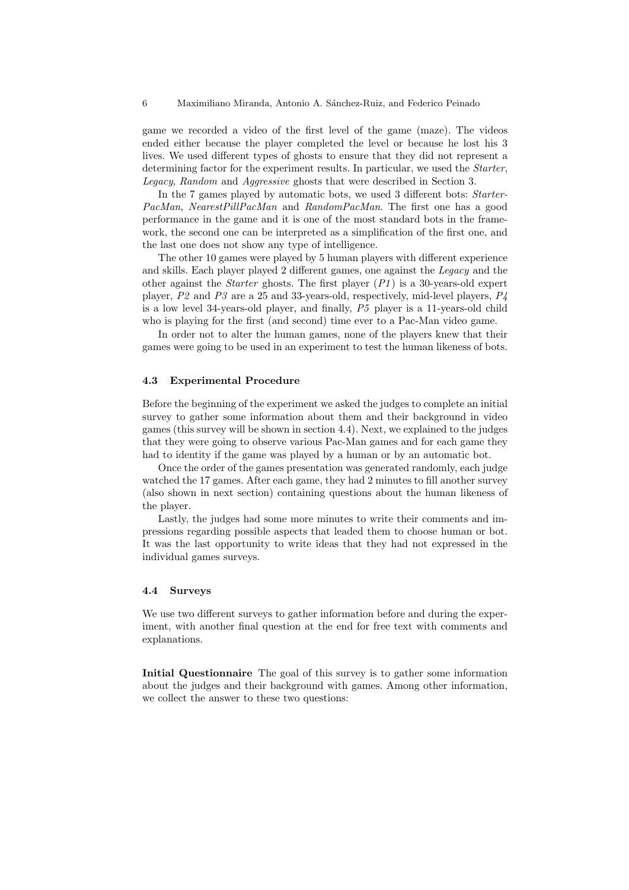game we recorded a video of the first level of the game (maze). The videos ended either because the player completed the level or because he lost his 3 lives. We used different types of ghosts to ensure that they did not represent a determining factor for the experiment results. In particular, we used the *Starter*, *Legacy*, *Random* and *Aggressive* ghosts that were described in Section 3.

In the 7 games played by automatic bots, we used 3 different bots: *Starter-PacMan*, *NearestPillPacMan* and *RandomPacMan*. The first one has a good performance in the game and it is one of the most standard bots in the framework, the second one can be interpreted as a simplification of the first one, and the last one does not show any type of intelligence.

The other 10 games were played by 5 human players with different experience and skills. Each player played 2 different games, one against the *Legacy* and the other against the *Starter* ghosts. The first player (*P1*) is a 30-years-old expert player, *P2* and *P3* are a 25 and 33-years-old, respectively, mid-level players, *P4* is a low level 34-years-old player, and finally, *P5* player is a 11-years-old child who is playing for the first (and second) time ever to a Pac-Man video game.

In order not to alter the human games, none of the players knew that their games were going to be used in an experiment to test the human likeness of bots.

### 4.3 Experimental Procedure

Before the beginning of the experiment we asked the judges to complete an initial survey to gather some information about them and their background in video games (this survey will be shown in section 4.4). Next, we explained to the judges that they were going to observe various Pac-Man games and for each game they had to identity if the game was played by a human or by an automatic bot.

Once the order of the games presentation was generated randomly, each judge watched the 17 games. After each game, they had 2 minutes to fill another survey (also shown in next section) containing questions about the human likeness of the player.

Lastly, the judges had some more minutes to write their comments and impressions regarding possible aspects that leaded them to choose human or bot. It was the last opportunity to write ideas that they had not expressed in the individual games surveys.

### 4.4 Surveys

We use two different surveys to gather information before and during the experiment, with another final question at the end for free text with comments and explanations.

**Initial Questionnaire** The goal of this survey is to gather some information about the judges and their background with games. Among other information, we collect the answer to these two questions: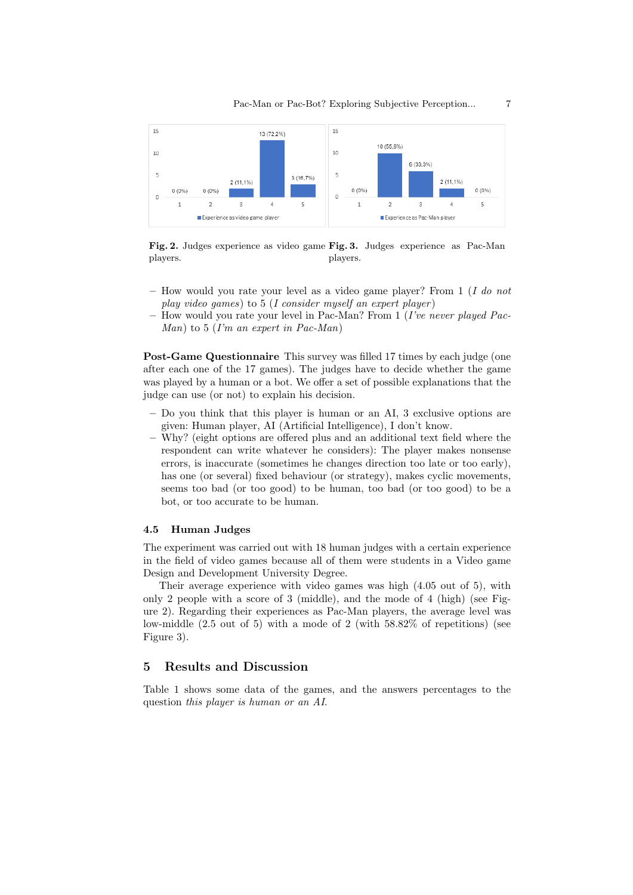Fig. 2. Judges experience as video game players.

Fig. 3. Judges experience as Pac-Man players.

- How would you rate your level as a video game player? From 1 (*I do not play video games*) to 5 (*I consider myself an expert player*)
- How would you rate your level in Pac-Man? From 1 (*I've never played Pac-Man*) to 5 (*I'm an expert in Pac-Man*)

**Post-Game Questionnaire** This survey was filled 17 times by each judge (one after each one of the 17 games). The judges have to decide whether the game was played by a human or a bot. We offer a set of possible explanations that the judge can use (or not) to explain his decision.

- Do you think that this player is human or an AI, 3 exclusive options are given: Human player, AI (Artificial Intelligence), I don't know.
- Why? (eight options are offered plus and an additional text field where the respondent can write whatever he considers): The player makes nonsense errors, is inaccurate (sometimes he changes direction too late or too early), has one (or several) fixed behaviour (or strategy), makes cyclic movements, seems too bad (or too good) to be human, too bad (or too good) to be a bot, or too accurate to be human.

### 4.5 Human Judges

The experiment was carried out with 18 human judges with a certain experience in the field of video games because all of them were students in a Video game Design and Development University Degree.

Their average experience with video games was high (4.05 out of 5), with only 2 people with a score of 3 (middle), and the mode of 4 (high) (see Figure 2). Regarding their experiences as Pac-Man players, the average level was low-middle (2.5 out of 5) with a mode of 2 (with 58.82% of repetitions) (see Figure 3).

## 5 Results and Discussion

Table 1 shows some data of the games, and the answers percentages to the question *this player is human or an AI*.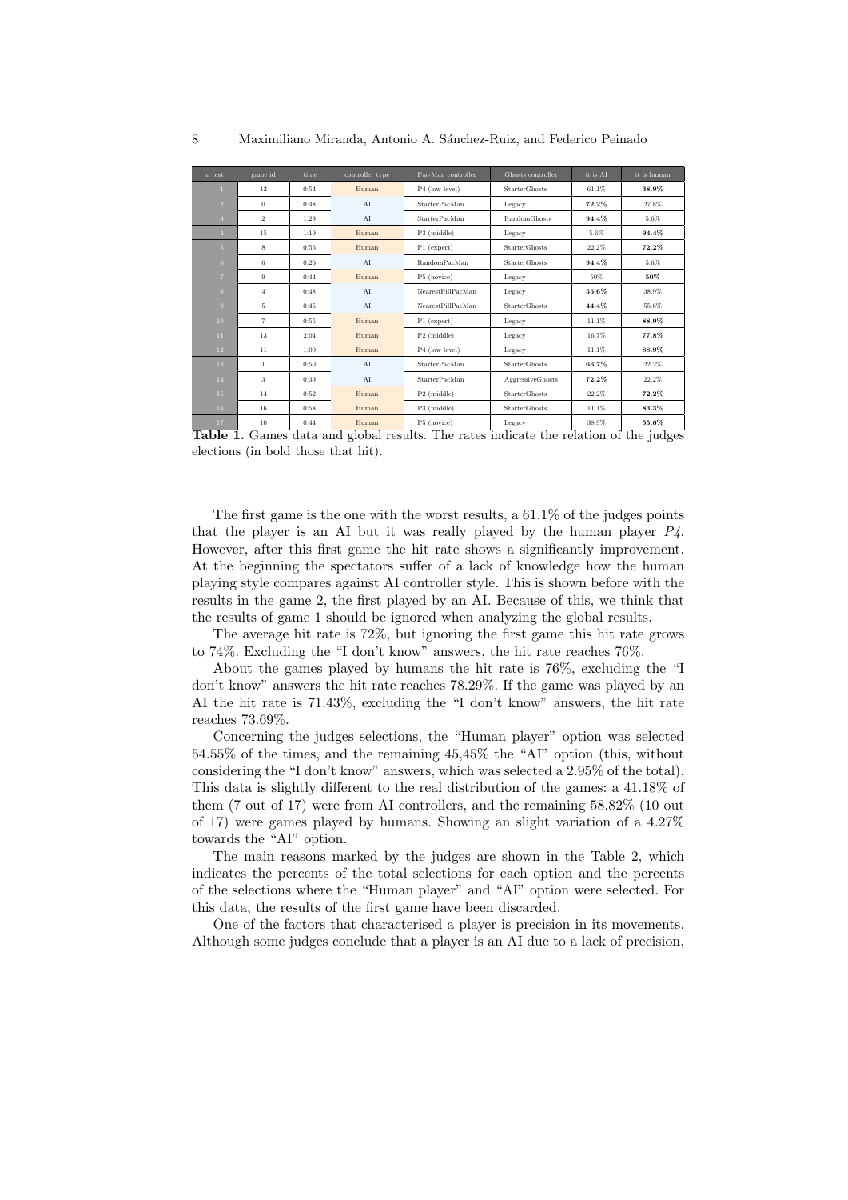| n test | game id | time | controller type | Pac-Man controller | Ghosts controller | it is AI | it is human |
|---|---|---|---|---|---|---|---|
| 1 | 12 | 0:54 | Human | P4 (low level) | StarterGhosts | 61.1% | **38.9%** |
| 2 | 0 | 0:48 | AI | StarterPacMan | Legacy | **72.2%** | 27.8% |
| 3 | 2 | 1:29 | AI | StarterPacMan | RandomGhosts | **94.4%** | 5.6% |
| 4 | 15 | 1:19 | Human | P3 (middle) | Legacy | 5.6% | **94.4%** |
| 5 | 8 | 0:56 | Human | P1 (expert) | StarterGhosts | 22.2% | **72.2%** |
| 6 | 6 | 0:26 | AI | RandomPacMan | StarterGhosts | **94.4%** | 5.6% |
| 7 | 9 | 0:44 | Human | P5 (novice) | Legacy | 50% | **50%** |
| 8 | 4 | 0:48 | AI | NearestPillPacMan | Legacy | **55.6%** | 38.9% |
| 9 | 5 | 0:45 | AI | NearestPillPacMan | StarterGhosts | **44.4%** | 55.6% |
| 10 | 7 | 0:55 | Human | P1 (expert) | Legacy | 11.1% | **88.9%** |
| 11 | 13 | 2:04 | Human | P2 (middle) | Legacy | 16.7% | **77.8%** |
| 12 | 11 | 1:00 | Human | P4 (low level) | Legacy | 11.1% | **88.9%** |
| 13 | 1 | 0:50 | AI | StarterPacMan | StarterGhosts | **66.7%** | 22.2% |
| 14 | 3 | 0:39 | AI | StarterPacMan | AggressiveGhosts | **72.2%** | 22.2% |
| 15 | 14 | 0:52 | Human | P2 (middle) | StarterGhosts | 22.2% | **72.2%** |
| 16 | 16 | 0:58 | Human | P3 (middle) | StarterGhosts | 11.1% | **83.3%** |
| 17 | 10 | 0:44 | Human | P5 (novice) | Legacy | 38.9% | **55.6%** |

**Table 1.** Games data and global results. The rates indicate the relation of the judges elections (in bold those that hit).

The first game is the one with the worst results, a 61.1% of the judges points that the player is an AI but it was really played by the human player *P4*. However, after this first game the hit rate shows a significantly improvement. At the beginning the spectators suffer of a lack of knowledge how the human playing style compares against AI controller style. This is shown before with the results in the game 2, the first played by an AI. Because of this, we think that the results of game 1 should be ignored when analyzing the global results.

The average hit rate is 72%, but ignoring the first game this hit rate grows to 74%. Excluding the "I don't know" answers, the hit rate reaches 76%.

About the games played by humans the hit rate is 76%, excluding the "I don't know" answers the hit rate reaches 78.29%. If the game was played by an AI the hit rate is 71.43%, excluding the "I don't know" answers, the hit rate reaches 73.69%.

Concerning the judges selections, the "Human player" option was selected 54.55% of the times, and the remaining 45,45% the "AI" option (this, without considering the "I don't know" answers, which was selected a 2.95% of the total). This data is slightly different to the real distribution of the games: a 41.18% of them (7 out of 17) were from AI controllers, and the remaining 58.82% (10 out of 17) were games played by humans. Showing an slight variation of a 4.27% towards the "AI" option.

The main reasons marked by the judges are shown in the Table 2, which indicates the percents of the total selections for each option and the percents of the selections where the "Human player" and "AI" option were selected. For this data, the results of the first game have been discarded.

One of the factors that characterised a player is precision in its movements. Although some judges conclude that a player is an AI due to a lack of precision,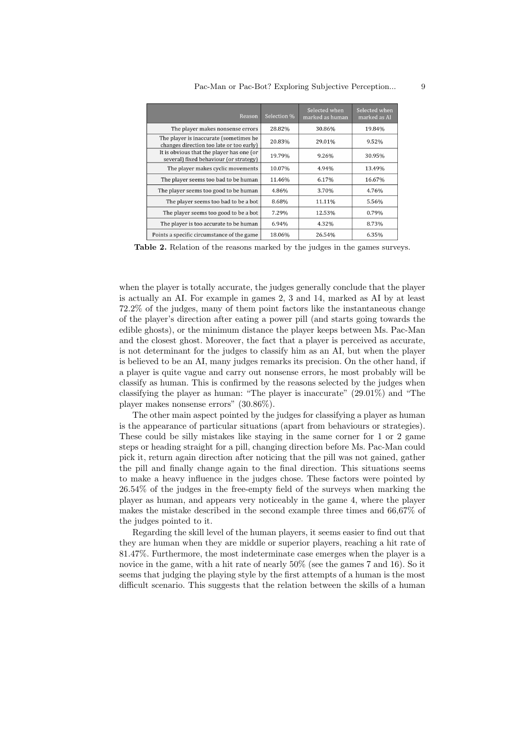| Reason | Selection % | Selected when marked as human | Selected when marked as AI |
| --- | --- | --- | --- |
| The player makes nonsense errors | 28.82% | 30.86% | 19.84% |
| The player is inaccurate (sometimes he changes direction too late or too early) | 20.83% | 29.01% | 9.52% |
| It is obvious that the player has one (or several) fixed behaviour (or strategy) | 19.79% | 9.26% | 30.95% |
| The player makes cyclic movements | 10.07% | 4.94% | 13.49% |
| The player seems too bad to be human | 11.46% | 6.17% | 16.67% |
| The player seems too good to be human | 4.86% | 3.70% | 4.76% |
| The player seems too bad to be a bot | 8.68% | 11.11% | 5.56% |
| The player seems too good to be a bot | 7.29% | 12.53% | 0.79% |
| The player is too accurate to be human | 6.94% | 4.32% | 8.73% |
| Points a specific circumstance of the game | 18.06% | 26.54% | 6.35% |

**Table 2.** Relation of the reasons marked by the judges in the games surveys.

when the player is totally accurate, the judges generally conclude that the player is actually an AI. For example in games 2, 3 and 14, marked as AI by at least 72.2% of the judges, many of them point factors like the instantaneous change of the player's direction after eating a power pill (and starts going towards the edible ghosts), or the minimum distance the player keeps between Ms. Pac-Man and the closest ghost. Moreover, the fact that a player is perceived as accurate, is not determinant for the judges to classify him as an AI, but when the player is believed to be an AI, many judges remarks its precision. On the other hand, if a player is quite vague and carry out nonsense errors, he most probably will be classify as human. This is confirmed by the reasons selected by the judges when classifying the player as human: "The player is inaccurate" (29.01%) and "The player makes nonsense errors" (30.86%).

The other main aspect pointed by the judges for classifying a player as human is the appearance of particular situations (apart from behaviours or strategies). These could be silly mistakes like staying in the same corner for 1 or 2 game steps or heading straight for a pill, changing direction before Ms. Pac-Man could pick it, return again direction after noticing that the pill was not gained, gather the pill and finally change again to the final direction. This situations seems to make a heavy influence in the judges chose. These factors were pointed by 26.54% of the judges in the free-empty field of the surveys when marking the player as human, and appears very noticeably in the game 4, where the player makes the mistake described in the second example three times and 66,67% of the judges pointed to it.

Regarding the skill level of the human players, it seems easier to find out that they are human when they are middle or superior players, reaching a hit rate of 81.47%. Furthermore, the most indeterminate case emerges when the player is a novice in the game, with a hit rate of nearly 50% (see the games 7 and 16). So it seems that judging the playing style by the first attempts of a human is the most difficult scenario. This suggests that the relation between the skills of a human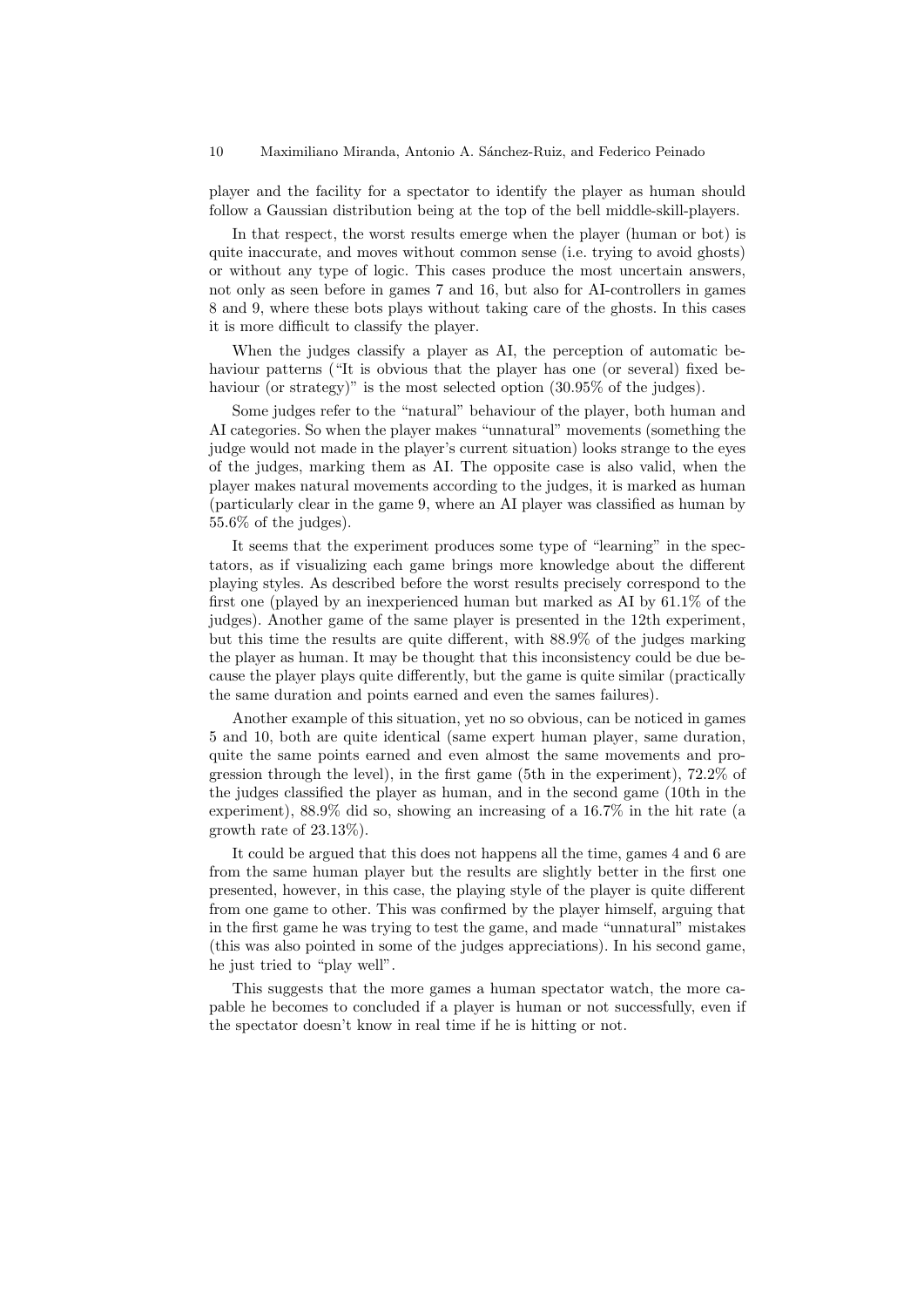player and the facility for a spectator to identify the player as human should follow a Gaussian distribution being at the top of the bell middle-skill-players.

In that respect, the worst results emerge when the player (human or bot) is quite inaccurate, and moves without common sense (i.e. trying to avoid ghosts) or without any type of logic. This cases produce the most uncertain answers, not only as seen before in games 7 and 16, but also for AI-controllers in games 8 and 9, where these bots plays without taking care of the ghosts. In this cases it is more difficult to classify the player.

When the judges classify a player as AI, the perception of automatic behaviour patterns ("It is obvious that the player has one (or several) fixed behaviour (or strategy)" is the most selected option (30.95% of the judges).

Some judges refer to the "natural" behaviour of the player, both human and AI categories. So when the player makes "unnatural" movements (something the judge would not made in the player's current situation) looks strange to the eyes of the judges, marking them as AI. The opposite case is also valid, when the player makes natural movements according to the judges, it is marked as human (particularly clear in the game 9, where an AI player was classified as human by 55.6% of the judges).

It seems that the experiment produces some type of "learning" in the spectators, as if visualizing each game brings more knowledge about the different playing styles. As described before the worst results precisely correspond to the first one (played by an inexperienced human but marked as AI by 61.1% of the judges). Another game of the same player is presented in the 12th experiment, but this time the results are quite different, with 88.9% of the judges marking the player as human. It may be thought that this inconsistency could be due because the player plays quite differently, but the game is quite similar (practically the same duration and points earned and even the sames failures).

Another example of this situation, yet no so obvious, can be noticed in games 5 and 10, both are quite identical (same expert human player, same duration, quite the same points earned and even almost the same movements and progression through the level), in the first game (5th in the experiment), 72.2% of the judges classified the player as human, and in the second game (10th in the experiment), 88.9% did so, showing an increasing of a 16.7% in the hit rate (a growth rate of 23.13%).

It could be argued that this does not happens all the time, games 4 and 6 are from the same human player but the results are slightly better in the first one presented, however, in this case, the playing style of the player is quite different from one game to other. This was confirmed by the player himself, arguing that in the first game he was trying to test the game, and made "unnatural" mistakes (this was also pointed in some of the judges appreciations). In his second game, he just tried to "play well".

This suggests that the more games a human spectator watch, the more capable he becomes to concluded if a player is human or not successfully, even if the spectator doesn't know in real time if he is hitting or not.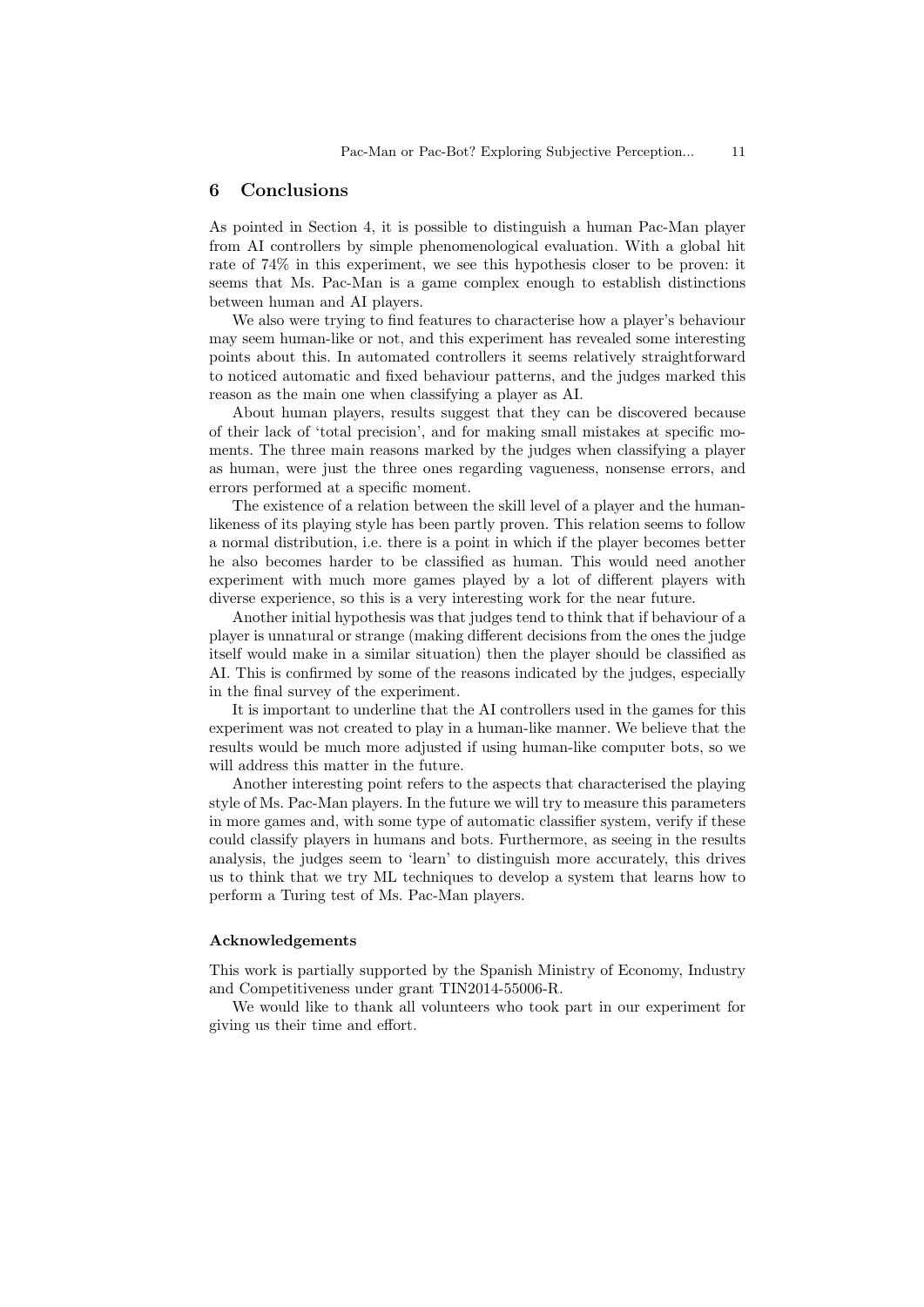## 6 Conclusions

As pointed in Section 4, it is possible to distinguish a human Pac-Man player from AI controllers by simple phenomenological evaluation. With a global hit rate of 74% in this experiment, we see this hypothesis closer to be proven: it seems that Ms. Pac-Man is a game complex enough to establish distinctions between human and AI players.

We also were trying to find features to characterise how a player's behaviour may seem human-like or not, and this experiment has revealed some interesting points about this. In automated controllers it seems relatively straightforward to noticed automatic and fixed behaviour patterns, and the judges marked this reason as the main one when classifying a player as AI.

About human players, results suggest that they can be discovered because of their lack of 'total precision', and for making small mistakes at specific moments. The three main reasons marked by the judges when classifying a player as human, were just the three ones regarding vagueness, nonsense errors, and errors performed at a specific moment.

The existence of a relation between the skill level of a player and the human-likeness of its playing style has been partly proven. This relation seems to follow a normal distribution, i.e. there is a point in which if the player becomes better he also becomes harder to be classified as human. This would need another experiment with much more games played by a lot of different players with diverse experience, so this is a very interesting work for the near future.

Another initial hypothesis was that judges tend to think that if behaviour of a player is unnatural or strange (making different decisions from the ones the judge itself would make in a similar situation) then the player should be classified as AI. This is confirmed by some of the reasons indicated by the judges, especially in the final survey of the experiment.

It is important to underline that the AI controllers used in the games for this experiment was not created to play in a human-like manner. We believe that the results would be much more adjusted if using human-like computer bots, so we will address this matter in the future.

Another interesting point refers to the aspects that characterised the playing style of Ms. Pac-Man players. In the future we will try to measure this parameters in more games and, with some type of automatic classifier system, verify if these could classify players in humans and bots. Furthermore, as seeing in the results analysis, the judges seem to 'learn' to distinguish more accurately, this drives us to think that we try ML techniques to develop a system that learns how to perform a Turing test of Ms. Pac-Man players.

### Acknowledgements

This work is partially supported by the Spanish Ministry of Economy, Industry and Competitiveness under grant TIN2014-55006-R.

We would like to thank all volunteers who took part in our experiment for giving us their time and effort.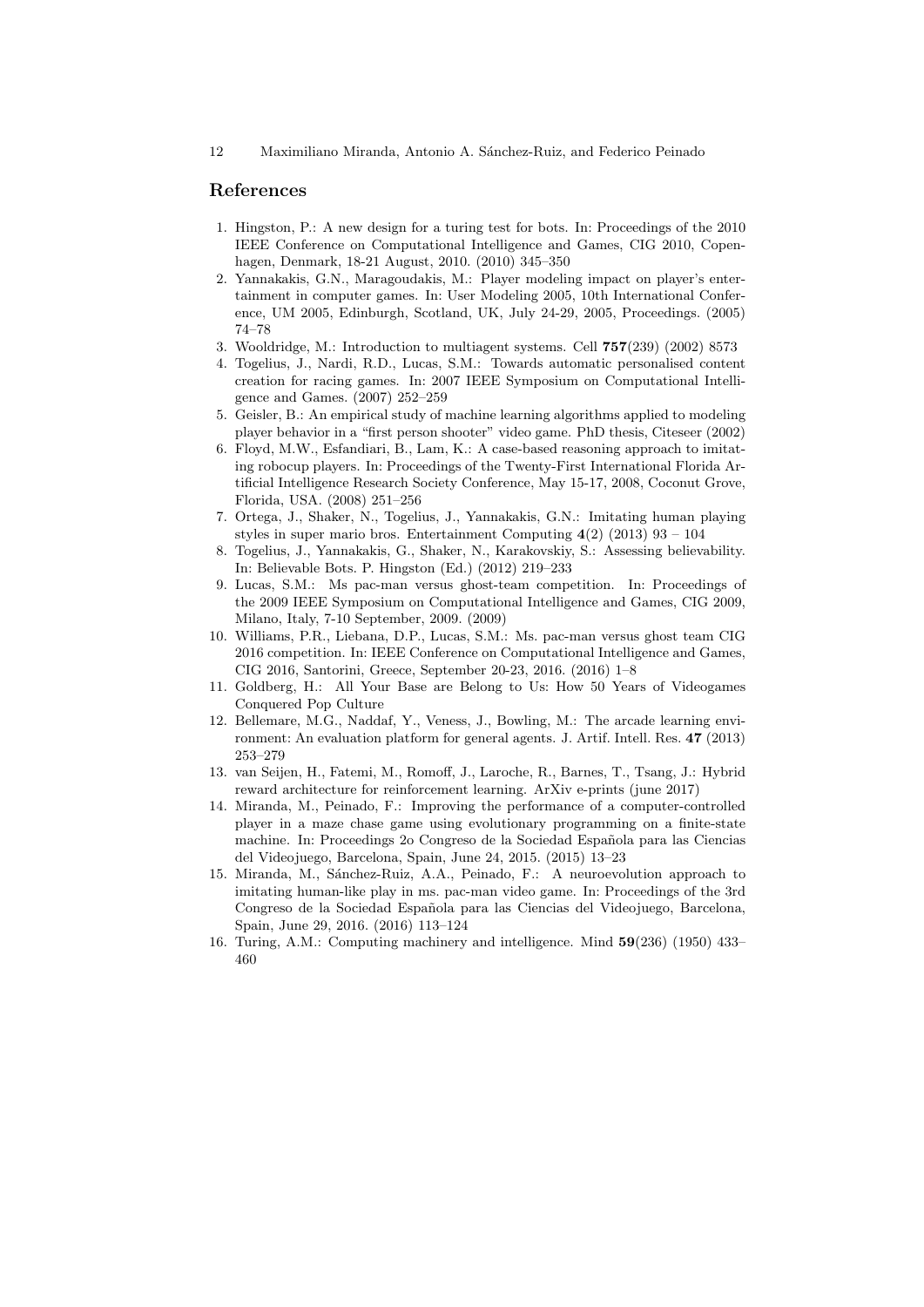## References

1. Hingston, P.: A new design for a turing test for bots. In: Proceedings of the 2010 IEEE Conference on Computational Intelligence and Games, CIG 2010, Copenhagen, Denmark, 18-21 August, 2010. (2010) 345–350
2. Yannakakis, G.N., Maragoudakis, M.: Player modeling impact on player's entertainment in computer games. In: User Modeling 2005, 10th International Conference, UM 2005, Edinburgh, Scotland, UK, July 24-29, 2005, Proceedings. (2005) 74–78
3. Wooldridge, M.: Introduction to multiagent systems. Cell **757**(239) (2002) 8573
4. Togelius, J., Nardi, R.D., Lucas, S.M.: Towards automatic personalised content creation for racing games. In: 2007 IEEE Symposium on Computational Intelligence and Games. (2007) 252–259
5. Geisler, B.: An empirical study of machine learning algorithms applied to modeling player behavior in a "first person shooter" video game. PhD thesis, Citeseer (2002)
6. Floyd, M.W., Esfandiari, B., Lam, K.: A case-based reasoning approach to imitating robocup players. In: Proceedings of the Twenty-First International Florida Artificial Intelligence Research Society Conference, May 15-17, 2008, Coconut Grove, Florida, USA. (2008) 251–256
7. Ortega, J., Shaker, N., Togelius, J., Yannakakis, G.N.: Imitating human playing styles in super mario bros. Entertainment Computing **4**(2) (2013) 93 – 104
8. Togelius, J., Yannakakis, G., Shaker, N., Karakovskiy, S.: Assessing believability. In: Believable Bots. P. Hingston (Ed.) (2012) 219–233
9. Lucas, S.M.: Ms pac-man versus ghost-team competition. In: Proceedings of the 2009 IEEE Symposium on Computational Intelligence and Games, CIG 2009, Milano, Italy, 7-10 September, 2009. (2009)
10. Williams, P.R., Liebana, D.P., Lucas, S.M.: Ms. pac-man versus ghost team CIG 2016 competition. In: IEEE Conference on Computational Intelligence and Games, CIG 2016, Santorini, Greece, September 20-23, 2016. (2016) 1–8
11. Goldberg, H.: All Your Base are Belong to Us: How 50 Years of Videogames Conquered Pop Culture
12. Bellemare, M.G., Naddaf, Y., Veness, J., Bowling, M.: The arcade learning environment: An evaluation platform for general agents. J. Artif. Intell. Res. **47** (2013) 253–279
13. van Seijen, H., Fatemi, M., Romoff, J., Laroche, R., Barnes, T., Tsang, J.: Hybrid reward architecture for reinforcement learning. ArXiv e-prints (june 2017)
14. Miranda, M., Peinado, F.: Improving the performance of a computer-controlled player in a maze chase game using evolutionary programming on a finite-state machine. In: Proceedings 2o Congreso de la Sociedad Española para las Ciencias del Videojuego, Barcelona, Spain, June 24, 2015. (2015) 13–23
15. Miranda, M., Sánchez-Ruiz, A.A., Peinado, F.: A neuroevolution approach to imitating human-like play in ms. pac-man video game. In: Proceedings of the 3rd Congreso de la Sociedad Española para las Ciencias del Videojuego, Barcelona, Spain, June 29, 2016. (2016) 113–124
16. Turing, A.M.: Computing machinery and intelligence. Mind **59**(236) (1950) 433–460